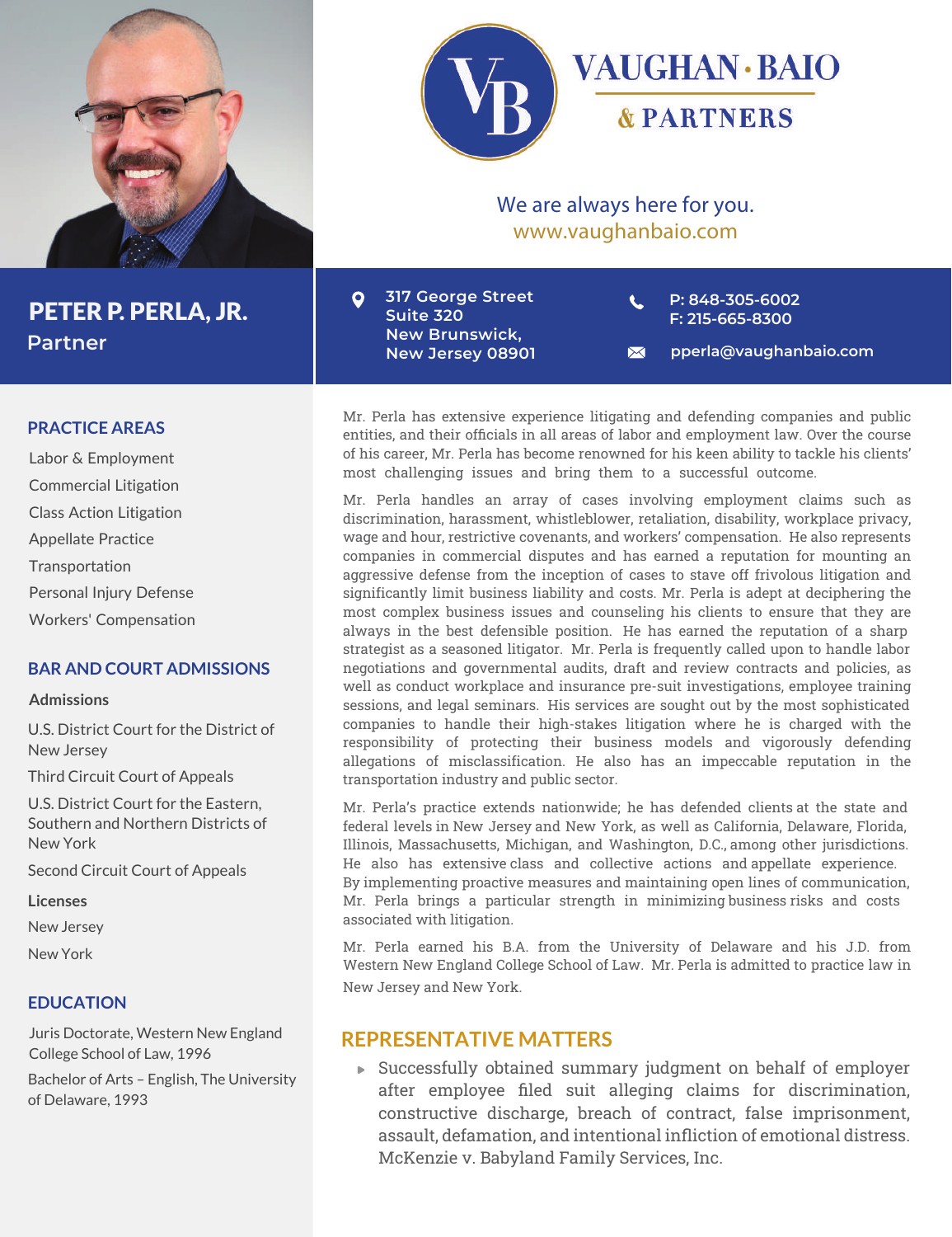# VAUGHAN · BAIO & PARTNERS

We are always here for you.
www.vaughanbaio.com

## PETER P. PERLA, JR.
Partner

317 George Street
Suite 320
New Brunswick,
New Jersey 08901

P: 848-305-6002
F: 215-665-8300

pperla@vaughanbaio.com

### PRACTICE AREAS

- Labor & Employment
- Commercial Litigation
- Class Action Litigation
- Appellate Practice
- Transportation
- Personal Injury Defense
- Workers' Compensation

### BAR AND COURT ADMISSIONS

**Admissions**

- U.S. District Court for the District of New Jersey
- Third Circuit Court of Appeals
- U.S. District Court for the Eastern, Southern and Northern Districts of New York
- Second Circuit Court of Appeals

**Licenses**

- New Jersey
- New York

### EDUCATION

- Juris Doctorate, Western New England College School of Law, 1996
- Bachelor of Arts – English, The University of Delaware, 1993

Mr. Perla has extensive experience litigating and defending companies and public entities, and their officials in all areas of labor and employment law. Over the course of his career, Mr. Perla has become renowned for his keen ability to tackle his clients' most challenging issues and bring them to a successful outcome.

Mr. Perla handles an array of cases involving employment claims such as discrimination, harassment, whistleblower, retaliation, disability, workplace privacy, wage and hour, restrictive covenants, and workers' compensation. He also represents companies in commercial disputes and has earned a reputation for mounting an aggressive defense from the inception of cases to stave off frivolous litigation and significantly limit business liability and costs. Mr. Perla is adept at deciphering the most complex business issues and counseling his clients to ensure that they are always in the best defensible position. He has earned the reputation of a sharp strategist as a seasoned litigator. Mr. Perla is frequently called upon to handle labor negotiations and governmental audits, draft and review contracts and policies, as well as conduct workplace and insurance pre-suit investigations, employee training sessions, and legal seminars. His services are sought out by the most sophisticated companies to handle their high-stakes litigation where he is charged with the responsibility of protecting their business models and vigorously defending allegations of misclassification. He also has an impeccable reputation in the transportation industry and public sector.

Mr. Perla's practice extends nationwide; he has defended clients at the state and federal levels in New Jersey and New York, as well as California, Delaware, Florida, Illinois, Massachusetts, Michigan, and Washington, D.C., among other jurisdictions. He also has extensive class and collective actions and appellate experience. By implementing proactive measures and maintaining open lines of communication, Mr. Perla brings a particular strength in minimizing business risks and costs associated with litigation.

Mr. Perla earned his B.A. from the University of Delaware and his J.D. from Western New England College School of Law. Mr. Perla is admitted to practice law in New Jersey and New York.

### REPRESENTATIVE MATTERS

- Successfully obtained summary judgment on behalf of employer after employee filed suit alleging claims for discrimination, constructive discharge, breach of contract, false imprisonment, assault, defamation, and intentional infliction of emotional distress. McKenzie v. Babyland Family Services, Inc.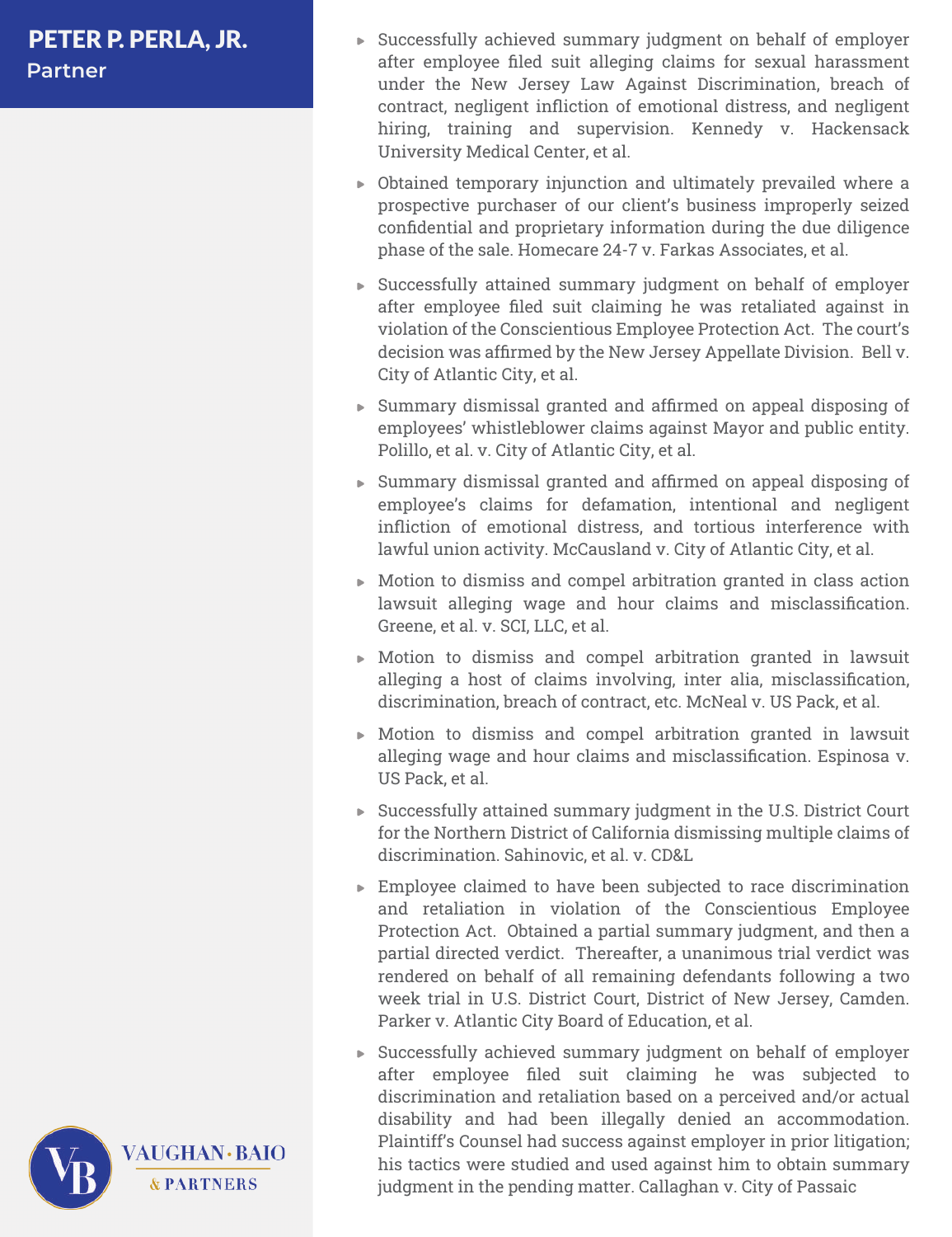# PETER P. PERLA, JR.

Partner

- Successfully achieved summary judgment on behalf of employer after employee filed suit alleging claims for sexual harassment under the New Jersey Law Against Discrimination, breach of contract, negligent infliction of emotional distress, and negligent hiring, training and supervision. Kennedy v. Hackensack University Medical Center, et al.
- Obtained temporary injunction and ultimately prevailed where a prospective purchaser of our client's business improperly seized confidential and proprietary information during the due diligence phase of the sale. Homecare 24-7 v. Farkas Associates, et al.
- Successfully attained summary judgment on behalf of employer after employee filed suit claiming he was retaliated against in violation of the Conscientious Employee Protection Act. The court's decision was affirmed by the New Jersey Appellate Division. Bell v. City of Atlantic City, et al.
- Summary dismissal granted and affirmed on appeal disposing of employees' whistleblower claims against Mayor and public entity. Polillo, et al. v. City of Atlantic City, et al.
- Summary dismissal granted and affirmed on appeal disposing of employee's claims for defamation, intentional and negligent infliction of emotional distress, and tortious interference with lawful union activity. McCausland v. City of Atlantic City, et al.
- Motion to dismiss and compel arbitration granted in class action lawsuit alleging wage and hour claims and misclassification. Greene, et al. v. SCI, LLC, et al.
- Motion to dismiss and compel arbitration granted in lawsuit alleging a host of claims involving, inter alia, misclassification, discrimination, breach of contract, etc. McNeal v. US Pack, et al.
- Motion to dismiss and compel arbitration granted in lawsuit alleging wage and hour claims and misclassification. Espinosa v. US Pack, et al.
- Successfully attained summary judgment in the U.S. District Court for the Northern District of California dismissing multiple claims of discrimination. Sahinovic, et al. v. CD&L
- Employee claimed to have been subjected to race discrimination and retaliation in violation of the Conscientious Employee Protection Act. Obtained a partial summary judgment, and then a partial directed verdict. Thereafter, a unanimous trial verdict was rendered on behalf of all remaining defendants following a two week trial in U.S. District Court, District of New Jersey, Camden. Parker v. Atlantic City Board of Education, et al.
- Successfully achieved summary judgment on behalf of employer after employee filed suit claiming he was subjected to discrimination and retaliation based on a perceived and/or actual disability and had been illegally denied an accommodation. Plaintiff's Counsel had success against employer in prior litigation; his tactics were studied and used against him to obtain summary judgment in the pending matter. Callaghan v. City of Passaic

VAUGHAN · BAIO & PARTNERS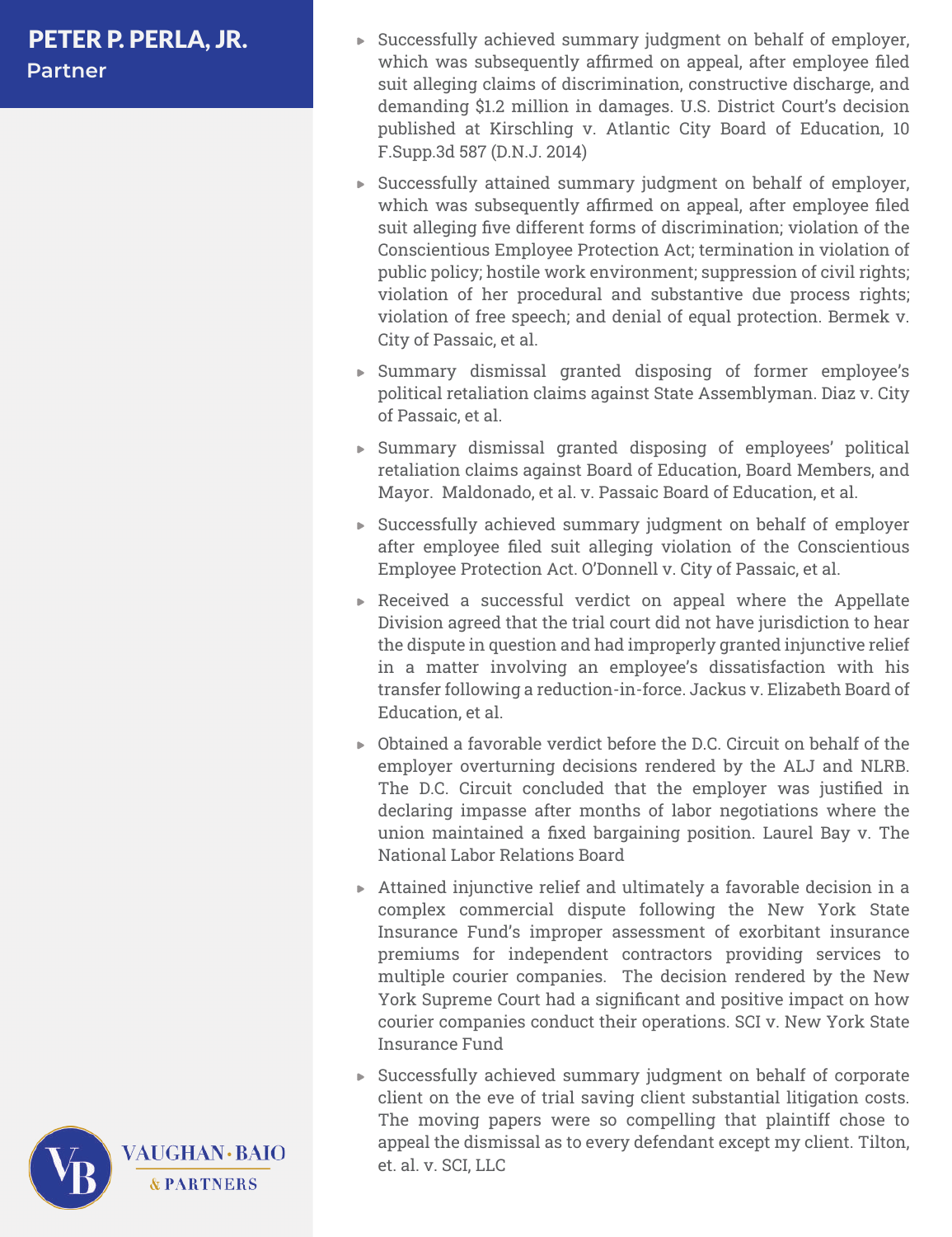**PETER P. PERLA, JR.**
Partner

- Successfully achieved summary judgment on behalf of employer, which was subsequently affirmed on appeal, after employee filed suit alleging claims of discrimination, constructive discharge, and demanding $1.2 million in damages. U.S. District Court's decision published at Kirschling v. Atlantic City Board of Education, 10 F.Supp.3d 587 (D.N.J. 2014)
- Successfully attained summary judgment on behalf of employer, which was subsequently affirmed on appeal, after employee filed suit alleging five different forms of discrimination; violation of the Conscientious Employee Protection Act; termination in violation of public policy; hostile work environment; suppression of civil rights; violation of her procedural and substantive due process rights; violation of free speech; and denial of equal protection. Bermek v. City of Passaic, et al.
- Summary dismissal granted disposing of former employee's political retaliation claims against State Assemblyman. Diaz v. City of Passaic, et al.
- Summary dismissal granted disposing of employees' political retaliation claims against Board of Education, Board Members, and Mayor. Maldonado, et al. v. Passaic Board of Education, et al.
- Successfully achieved summary judgment on behalf of employer after employee filed suit alleging violation of the Conscientious Employee Protection Act. O'Donnell v. City of Passaic, et al.
- Received a successful verdict on appeal where the Appellate Division agreed that the trial court did not have jurisdiction to hear the dispute in question and had improperly granted injunctive relief in a matter involving an employee's dissatisfaction with his transfer following a reduction-in-force. Jackus v. Elizabeth Board of Education, et al.
- Obtained a favorable verdict before the D.C. Circuit on behalf of the employer overturning decisions rendered by the ALJ and NLRB. The D.C. Circuit concluded that the employer was justified in declaring impasse after months of labor negotiations where the union maintained a fixed bargaining position. Laurel Bay v. The National Labor Relations Board
- Attained injunctive relief and ultimately a favorable decision in a complex commercial dispute following the New York State Insurance Fund's improper assessment of exorbitant insurance premiums for independent contractors providing services to multiple courier companies. The decision rendered by the New York Supreme Court had a significant and positive impact on how courier companies conduct their operations. SCI v. New York State Insurance Fund
- Successfully achieved summary judgment on behalf of corporate client on the eve of trial saving client substantial litigation costs. The moving papers were so compelling that plaintiff chose to appeal the dismissal as to every defendant except my client. Tilton, et. al. v. SCI, LLC

VAUGHAN · BAIO & PARTNERS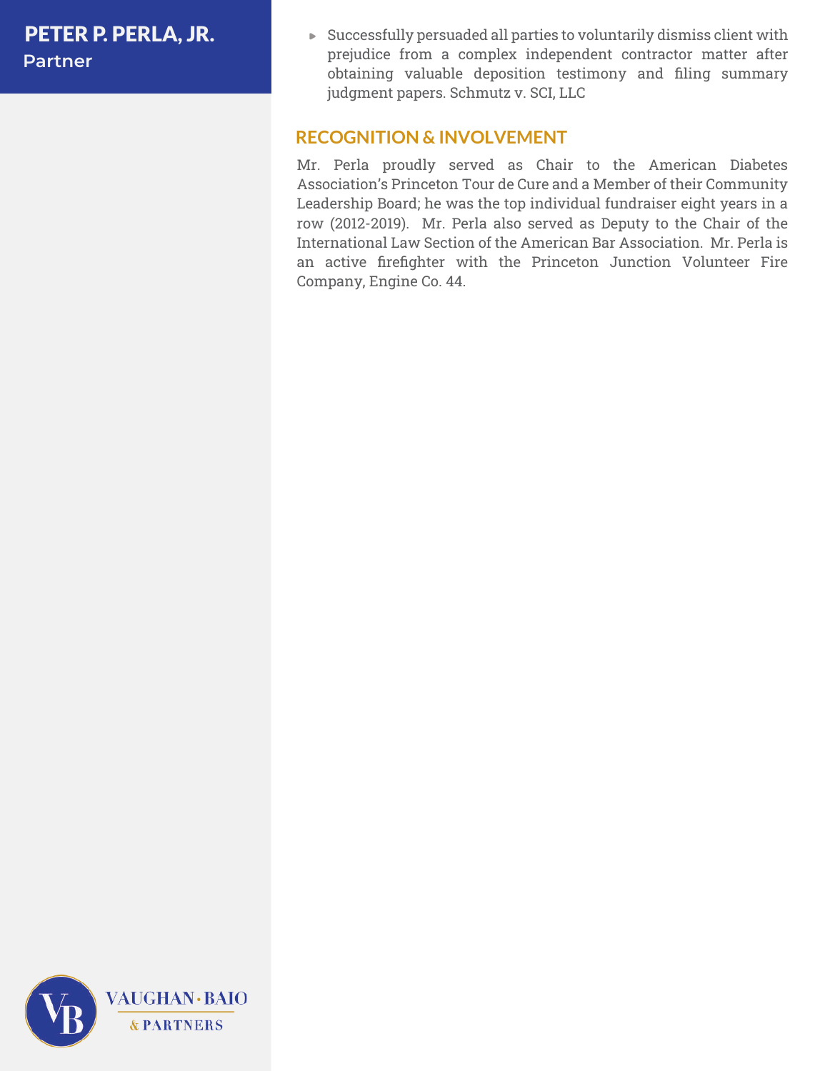# PETER P. PERLA, JR.

Partner

- Successfully persuaded all parties to voluntarily dismiss client with prejudice from a complex independent contractor matter after obtaining valuable deposition testimony and filing summary judgment papers. Schmutz v. SCI, LLC

## RECOGNITION & INVOLVEMENT

Mr. Perla proudly served as Chair to the American Diabetes Association's Princeton Tour de Cure and a Member of their Community Leadership Board; he was the top individual fundraiser eight years in a row (2012-2019). Mr. Perla also served as Deputy to the Chair of the International Law Section of the American Bar Association. Mr. Perla is an active firefighter with the Princeton Junction Volunteer Fire Company, Engine Co. 44.

VAUGHAN · BAIO & PARTNERS